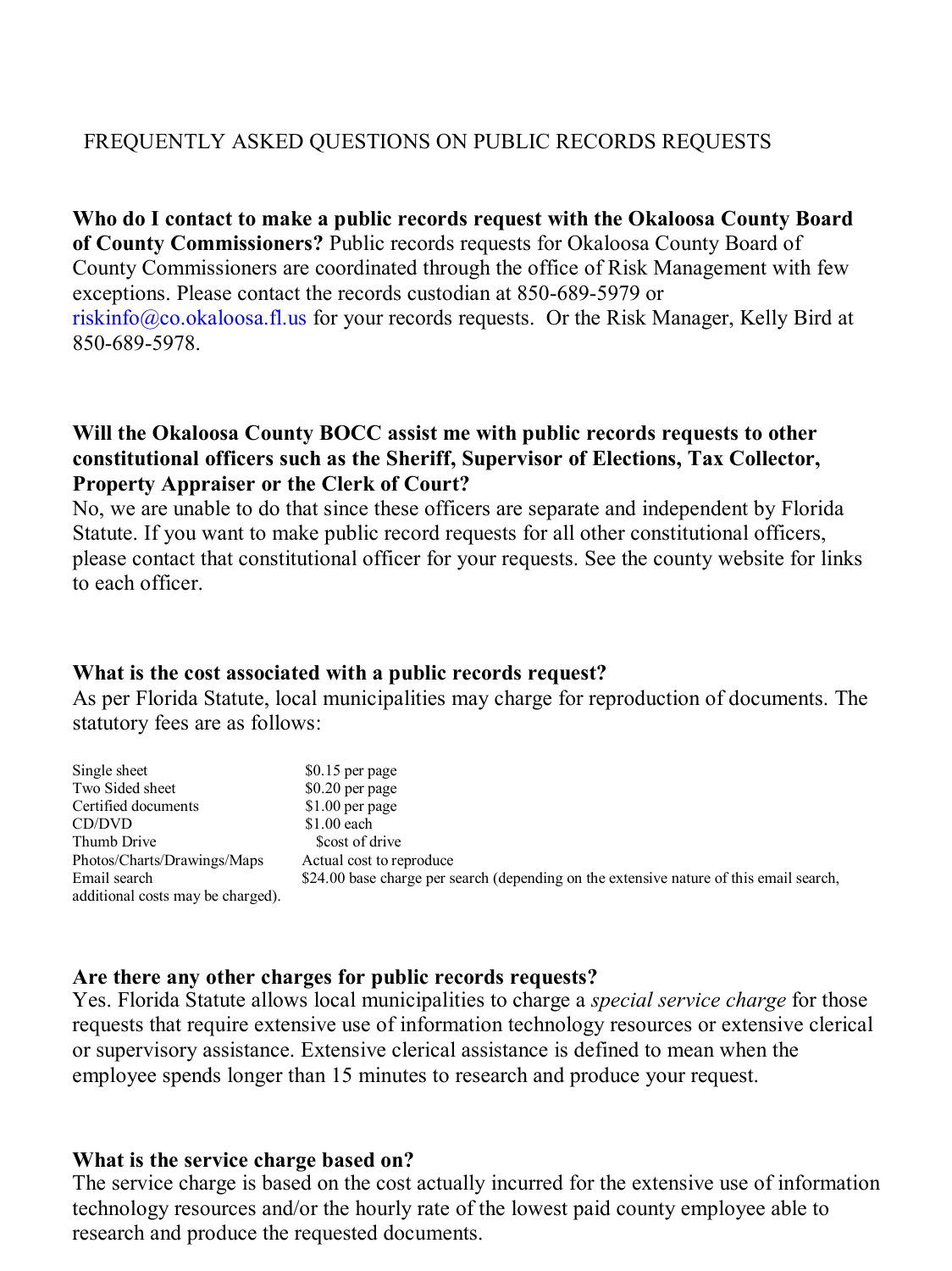# FREQUENTLY ASKED QUESTIONS ON PUBLIC RECORDS REQUESTS

**Who do I contact to make a public records request with the Okaloosa County Board of County Commissioners?** Public records requests for Okaloosa County Board of County Commissioners are coordinated through the office of Risk Management with few exceptions. Please contact the records custodian at 850-689-5979 or riskinfo@co.okaloosa.fl.us for your records requests. Or the Risk Manager, Kelly Bird at 850-689-5978.

**Will the Okaloosa County BOCC assist me with public records requests to other constitutional officers such as the Sheriff, Supervisor of Elections, Tax Collector, Property Appraiser or the Clerk of Court?**

No, we are unable to do that since these officers are separate and independent by Florida Statute. If you want to make public record requests for all other constitutional officers, please contact that constitutional officer for your requests. See the county website for links to each officer.

**What is the cost associated with a public records request?**

As per Florida Statute, local municipalities may charge for reproduction of documents. The statutory fees are as follows:

| | |
|---|---|
| Single sheet | $0.15 per page |
| Two Sided sheet | $0.20 per page |
| Certified documents | $1.00 per page |
| CD/DVD | $1.00 each |
| Thumb Drive | $cost of drive |
| Photos/Charts/Drawings/Maps | Actual cost to reproduce |
| Email search | $24.00 base charge per search (depending on the extensive nature of this email search, additional costs may be charged). |

**Are there any other charges for public records requests?**

Yes. Florida Statute allows local municipalities to charge a *special service charge* for those requests that require extensive use of information technology resources or extensive clerical or supervisory assistance. Extensive clerical assistance is defined to mean when the employee spends longer than 15 minutes to research and produce your request.

**What is the service charge based on?**

The service charge is based on the cost actually incurred for the extensive use of information technology resources and/or the hourly rate of the lowest paid county employee able to research and produce the requested documents.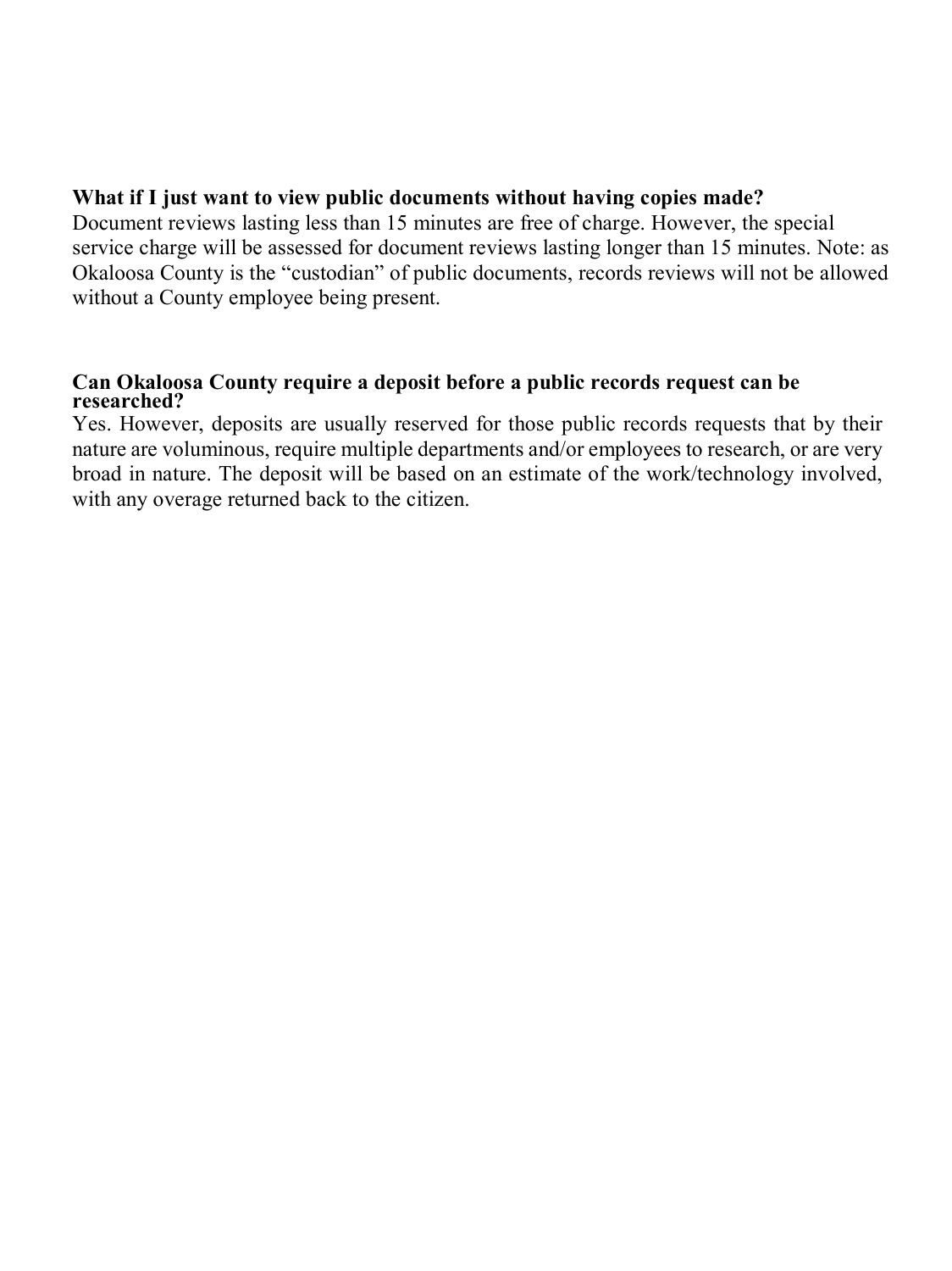**What if I just want to view public documents without having copies made?**
Document reviews lasting less than 15 minutes are free of charge. However, the special service charge will be assessed for document reviews lasting longer than 15 minutes. Note: as Okaloosa County is the "custodian" of public documents, records reviews will not be allowed without a County employee being present.

**Can Okaloosa County require a deposit before a public records request can be researched?**
Yes. However, deposits are usually reserved for those public records requests that by their nature are voluminous, require multiple departments and/or employees to research, or are very broad in nature. The deposit will be based on an estimate of the work/technology involved, with any overage returned back to the citizen.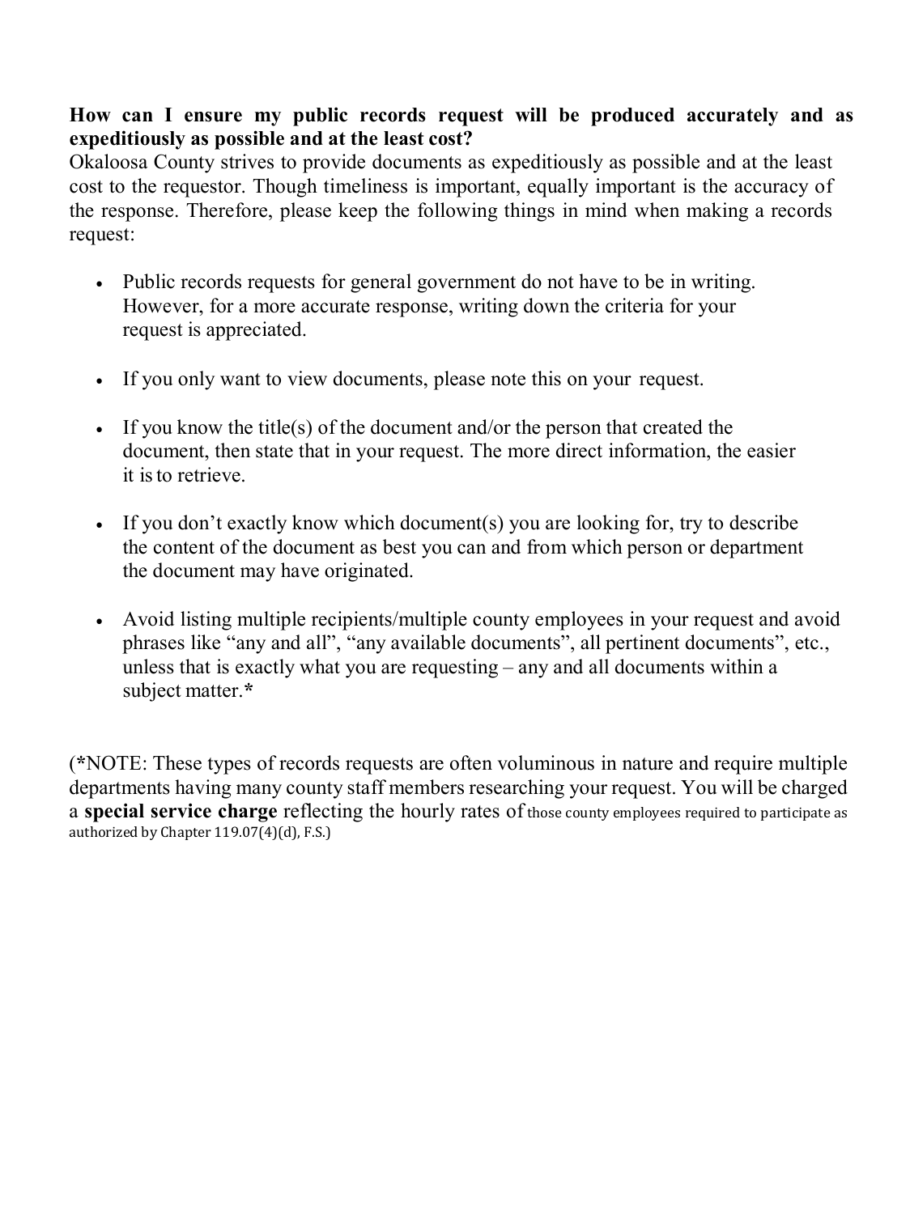**How can I ensure my public records request will be produced accurately and as expeditiously as possible and at the least cost?**

Okaloosa County strives to provide documents as expeditiously as possible and at the least cost to the requestor. Though timeliness is important, equally important is the accuracy of the response. Therefore, please keep the following things in mind when making a records request:

- Public records requests for general government do not have to be in writing. However, for a more accurate response, writing down the criteria for your request is appreciated.
- If you only want to view documents, please note this on your request.
- If you know the title(s) of the document and/or the person that created the document, then state that in your request. The more direct information, the easier it is to retrieve.
- If you don't exactly know which document(s) you are looking for, try to describe the content of the document as best you can and from which person or department the document may have originated.
- Avoid listing multiple recipients/multiple county employees in your request and avoid phrases like "any and all", "any available documents", all pertinent documents", etc., unless that is exactly what you are requesting – any and all documents within a subject matter.**\***

(**\***NOTE: These types of records requests are often voluminous in nature and require multiple departments having many county staff members researching your request. You will be charged a **special service charge** reflecting the hourly rates of those county employees required to participate as authorized by Chapter 119.07(4)(d), F.S.)